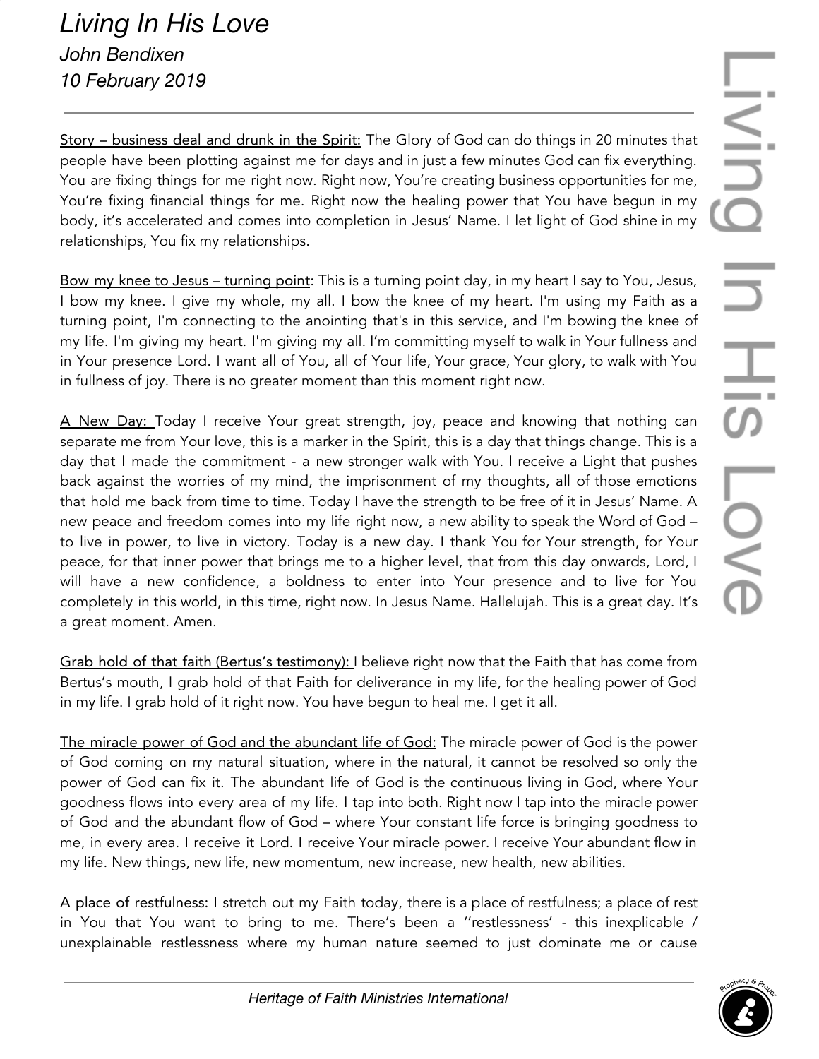# *Living In His Love*

*John Bendixen*

*10 February 2019*

---

<u>Story – business deal and drunk in the Spirit:</u> The Glory of God can do things in 20 minutes that people have been plotting against me for days and in just a few minutes God can fix everything. You are fixing things for me right now. Right now, You're creating business opportunities for me, You're fixing financial things for me. Right now the healing power that You have begun in my body, it's accelerated and comes into completion in Jesus' Name. I let light of God shine in my relationships, You fix my relationships.

<u>Bow my knee to Jesus – turning point</u>: This is a turning point day, in my heart I say to You, Jesus, I bow my knee. I give my whole, my all. I bow the knee of my heart. I'm using my Faith as a turning point, I'm connecting to the anointing that's in this service, and I'm bowing the knee of my life. I'm giving my heart. I'm giving my all. I'm committing myself to walk in Your fullness and in Your presence Lord. I want all of You, all of Your life, Your grace, Your glory, to walk with You in fullness of joy. There is no greater moment than this moment right now.

<u>A New Day:</u> Today I receive Your great strength, joy, peace and knowing that nothing can separate me from Your love, this is a marker in the Spirit, this is a day that things change. This is a day that I made the commitment - a new stronger walk with You. I receive a Light that pushes back against the worries of my mind, the imprisonment of my thoughts, all of those emotions that hold me back from time to time. Today I have the strength to be free of it in Jesus' Name. A new peace and freedom comes into my life right now, a new ability to speak the Word of God – to live in power, to live in victory. Today is a new day. I thank You for Your strength, for Your peace, for that inner power that brings me to a higher level, that from this day onwards, Lord, I will have a new confidence, a boldness to enter into Your presence and to live for You completely in this world, in this time, right now. In Jesus Name. Hallelujah. This is a great day. It's a great moment. Amen.

<u>Grab hold of that faith (Bertus's testimony):</u> I believe right now that the Faith that has come from Bertus's mouth, I grab hold of that Faith for deliverance in my life, for the healing power of God in my life. I grab hold of it right now. You have begun to heal me. I get it all.

<u>The miracle power of God and the abundant life of God:</u> The miracle power of God is the power of God coming on my natural situation, where in the natural, it cannot be resolved so only the power of God can fix it. The abundant life of God is the continuous living in God, where Your goodness flows into every area of my life. I tap into both. Right now I tap into the miracle power of God and the abundant flow of God – where Your constant life force is bringing goodness to me, in every area. I receive it Lord. I receive Your miracle power. I receive Your abundant flow in my life. New things, new life, new momentum, new increase, new health, new abilities.

<u>A place of restfulness:</u> I stretch out my Faith today, there is a place of restfulness; a place of rest in You that You want to bring to me. There's been a ''restlessness' - this inexplicable / unexplainable restlessness where my human nature seemed to just dominate me or cause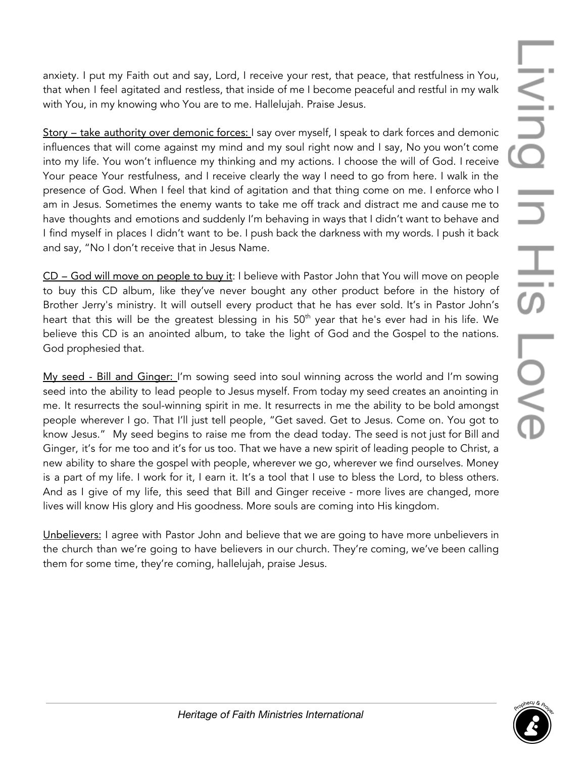anxiety. I put my Faith out and say, Lord, I receive your rest, that peace, that restfulness in You, that when I feel agitated and restless, that inside of me I become peaceful and restful in my walk with You, in my knowing who You are to me. Hallelujah. Praise Jesus.

<u>Story – take authority over demonic forces:</u> I say over myself, I speak to dark forces and demonic influences that will come against my mind and my soul right now and I say, No you won't come into my life. You won't influence my thinking and my actions. I choose the will of God. I receive Your peace Your restfulness, and I receive clearly the way I need to go from here. I walk in the presence of God. When I feel that kind of agitation and that thing come on me. I enforce who I am in Jesus. Sometimes the enemy wants to take me off track and distract me and cause me to have thoughts and emotions and suddenly I'm behaving in ways that I didn't want to behave and I find myself in places I didn't want to be. I push back the darkness with my words. I push it back and say, "No I don't receive that in Jesus Name.

<u>CD – God will move on people to buy it</u>: I believe with Pastor John that You will move on people to buy this CD album, like they've never bought any other product before in the history of Brother Jerry's ministry. It will outsell every product that he has ever sold. It's in Pastor John's heart that this will be the greatest blessing in his 50th year that he's ever had in his life. We believe this CD is an anointed album, to take the light of God and the Gospel to the nations. God prophesied that.

<u>My seed - Bill and Ginger:</u> I'm sowing seed into soul winning across the world and I'm sowing seed into the ability to lead people to Jesus myself. From today my seed creates an anointing in me. It resurrects the soul-winning spirit in me. It resurrects in me the ability to be bold amongst people wherever I go. That I'll just tell people, "Get saved. Get to Jesus. Come on. You got to know Jesus." My seed begins to raise me from the dead today. The seed is not just for Bill and Ginger, it's for me too and it's for us too. That we have a new spirit of leading people to Christ, a new ability to share the gospel with people, wherever we go, wherever we find ourselves. Money is a part of my life. I work for it, I earn it. It's a tool that I use to bless the Lord, to bless others. And as I give of my life, this seed that Bill and Ginger receive - more lives are changed, more lives will know His glory and His goodness. More souls are coming into His kingdom.

<u>Unbelievers:</u> I agree with Pastor John and believe that we are going to have more unbelievers in the church than we're going to have believers in our church. They're coming, we've been calling them for some time, they're coming, hallelujah, praise Jesus.